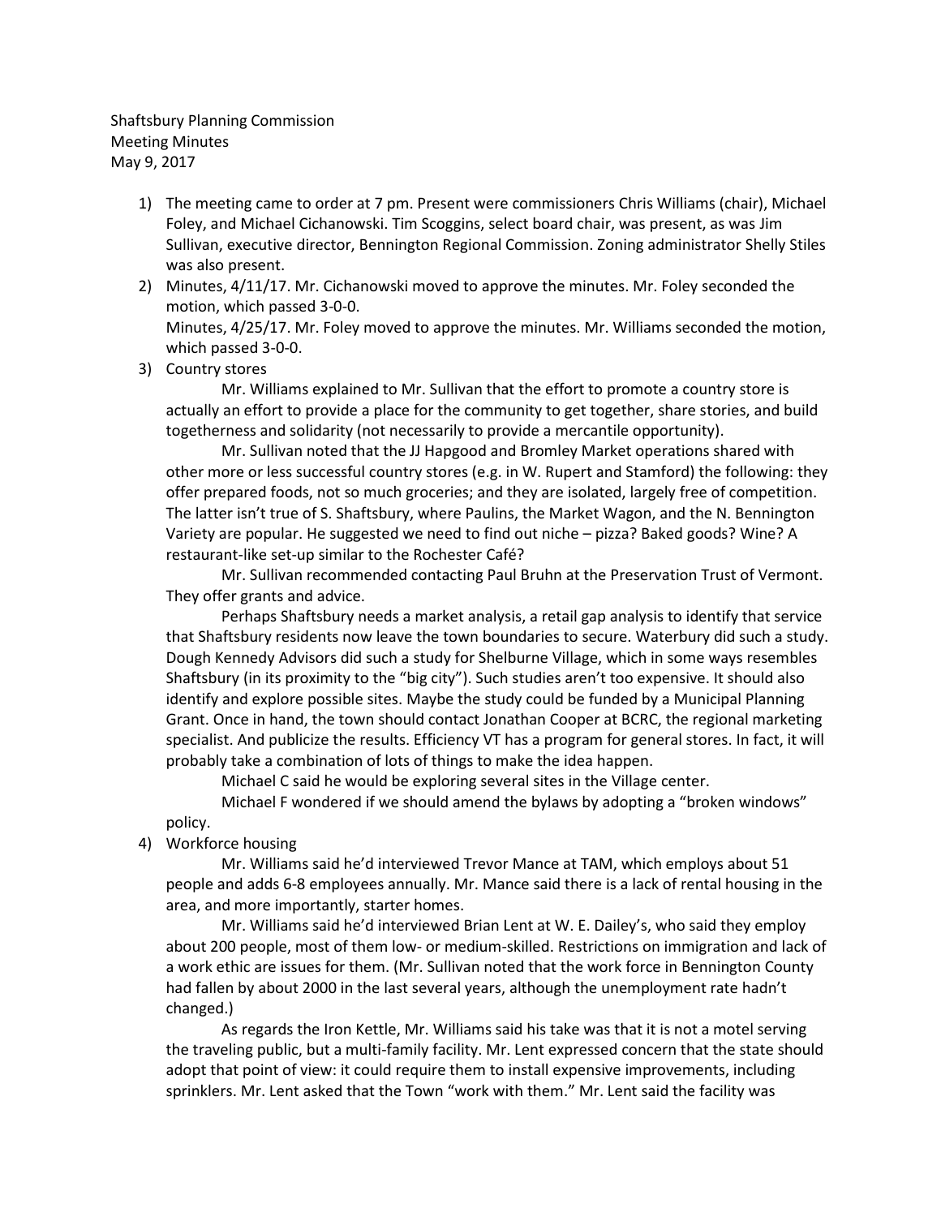Shaftsbury Planning Commission
Meeting Minutes
May 9, 2017

1) The meeting came to order at 7 pm. Present were commissioners Chris Williams (chair), Michael Foley, and Michael Cichanowski. Tim Scoggins, select board chair, was present, as was Jim Sullivan, executive director, Bennington Regional Commission. Zoning administrator Shelly Stiles was also present.

2) Minutes, 4/11/17. Mr. Cichanowski moved to approve the minutes. Mr. Foley seconded the motion, which passed 3-0-0.
Minutes, 4/25/17. Mr. Foley moved to approve the minutes. Mr. Williams seconded the motion, which passed 3-0-0.

3) Country stores

Mr. Williams explained to Mr. Sullivan that the effort to promote a country store is actually an effort to provide a place for the community to get together, share stories, and build togetherness and solidarity (not necessarily to provide a mercantile opportunity).

Mr. Sullivan noted that the JJ Hapgood and Bromley Market operations shared with other more or less successful country stores (e.g. in W. Rupert and Stamford) the following: they offer prepared foods, not so much groceries; and they are isolated, largely free of competition. The latter isn't true of S. Shaftsbury, where Paulins, the Market Wagon, and the N. Bennington Variety are popular. He suggested we need to find out niche – pizza? Baked goods? Wine? A restaurant-like set-up similar to the Rochester Café?

Mr. Sullivan recommended contacting Paul Bruhn at the Preservation Trust of Vermont. They offer grants and advice.

Perhaps Shaftsbury needs a market analysis, a retail gap analysis to identify that service that Shaftsbury residents now leave the town boundaries to secure. Waterbury did such a study. Dough Kennedy Advisors did such a study for Shelburne Village, which in some ways resembles Shaftsbury (in its proximity to the "big city"). Such studies aren't too expensive. It should also identify and explore possible sites. Maybe the study could be funded by a Municipal Planning Grant. Once in hand, the town should contact Jonathan Cooper at BCRC, the regional marketing specialist. And publicize the results. Efficiency VT has a program for general stores. In fact, it will probably take a combination of lots of things to make the idea happen.

Michael C said he would be exploring several sites in the Village center.

Michael F wondered if we should amend the bylaws by adopting a "broken windows" policy.

4) Workforce housing

Mr. Williams said he'd interviewed Trevor Mance at TAM, which employs about 51 people and adds 6-8 employees annually. Mr. Mance said there is a lack of rental housing in the area, and more importantly, starter homes.

Mr. Williams said he'd interviewed Brian Lent at W. E. Dailey's, who said they employ about 200 people, most of them low- or medium-skilled. Restrictions on immigration and lack of a work ethic are issues for them. (Mr. Sullivan noted that the work force in Bennington County had fallen by about 2000 in the last several years, although the unemployment rate hadn't changed.)

As regards the Iron Kettle, Mr. Williams said his take was that it is not a motel serving the traveling public, but a multi-family facility. Mr. Lent expressed concern that the state should adopt that point of view: it could require them to install expensive improvements, including sprinklers. Mr. Lent asked that the Town "work with them." Mr. Lent said the facility was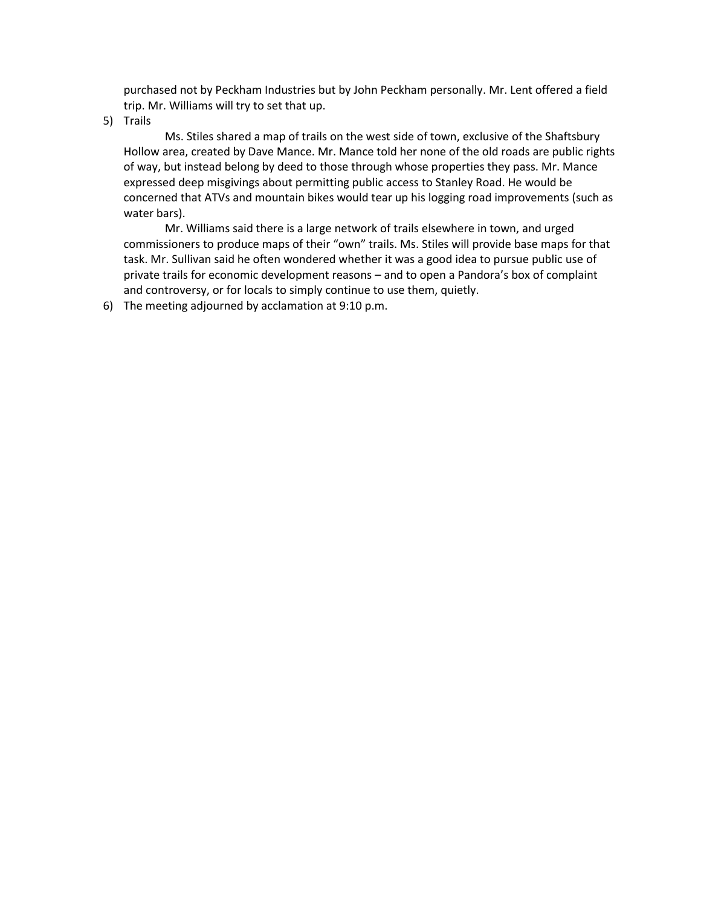purchased not by Peckham Industries but by John Peckham personally. Mr. Lent offered a field trip. Mr. Williams will try to set that up.

5) Trails

    Ms. Stiles shared a map of trails on the west side of town, exclusive of the Shaftsbury Hollow area, created by Dave Mance. Mr. Mance told her none of the old roads are public rights of way, but instead belong by deed to those through whose properties they pass. Mr. Mance expressed deep misgivings about permitting public access to Stanley Road. He would be concerned that ATVs and mountain bikes would tear up his logging road improvements (such as water bars).

    Mr. Williams said there is a large network of trails elsewhere in town, and urged commissioners to produce maps of their "own" trails. Ms. Stiles will provide base maps for that task. Mr. Sullivan said he often wondered whether it was a good idea to pursue public use of private trails for economic development reasons – and to open a Pandora's box of complaint and controversy, or for locals to simply continue to use them, quietly.

6) The meeting adjourned by acclamation at 9:10 p.m.